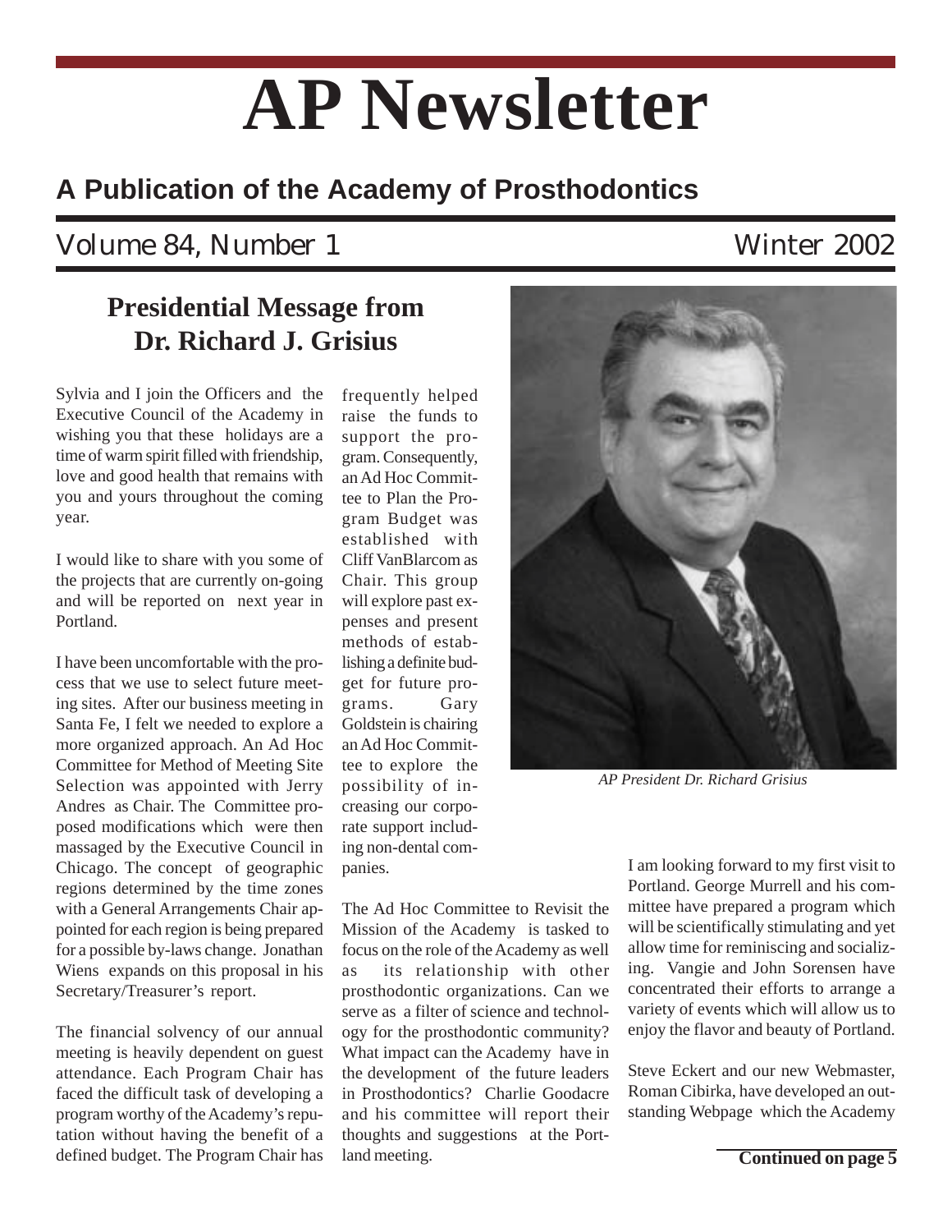# AP Newsletter

## A Publication of the Academy of Prosthodontics

Volume 84, Number 1 Winter 2002

## Presidential Message from Dr. Richard J. Grisius

Sylvia and I join the Officers and the Executive Council of the Academy in wishing you that these holidays are a time of warm spirit filled with friendship, love and good health that remains with you and yours throughout the coming year.

I would like to share with you some of the projects that are currently on-going and will be reported on next year in Portland.

I have been uncomfortable with the process that we use to select future meeting sites. After our business meeting in Santa Fe, I felt we needed to explore a more organized approach. An Ad Hoc Committee for Method of Meeting Site Selection was appointed with Jerry Andres as Chair. The Committee proposed modifications which were then massaged by the Executive Council in Chicago. The concept of geographic regions determined by the time zones with a General Arrangements Chair appointed for each region is being prepared for a possible by-laws change. Jonathan Wiens expands on this proposal in his Secretary/Treasurer's report.

The financial solvency of our annual meeting is heavily dependent on guest attendance. Each Program Chair has faced the difficult task of developing a program worthy of the Academy's reputation without having the benefit of a defined budget. The Program Chair has frequently helped raise the funds to support the program. Consequently, an Ad Hoc Committee to Plan the Program Budget was established with Cliff VanBlarcom as Chair. This group will explore past expenses and present methods of establishing a definite budget for future programs. Gary Goldstein is chairing an Ad Hoc Committee to explore the possibility of increasing our corporate support including non-dental companies.

The Ad Hoc Committee to Revisit the Mission of the Academy is tasked to focus on the role of the Academy as well as its relationship with other prosthodontic organizations. Can we serve as a filter of science and technology for the prosthodontic community? What impact can the Academy have in the development of the future leaders in Prosthodontics? Charlie Goodacre and his committee will report their thoughts and suggestions at the Portland meeting.

*AP President Dr. Richard Grisius*

I am looking forward to my first visit to Portland. George Murrell and his committee have prepared a program which will be scientifically stimulating and yet allow time for reminiscing and socializing. Vangie and John Sorensen have concentrated their efforts to arrange a variety of events which will allow us to enjoy the flavor and beauty of Portland.

Steve Eckert and our new Webmaster, Roman Cibirka, have developed an outstanding Webpage which the Academy

**Continued on page 5**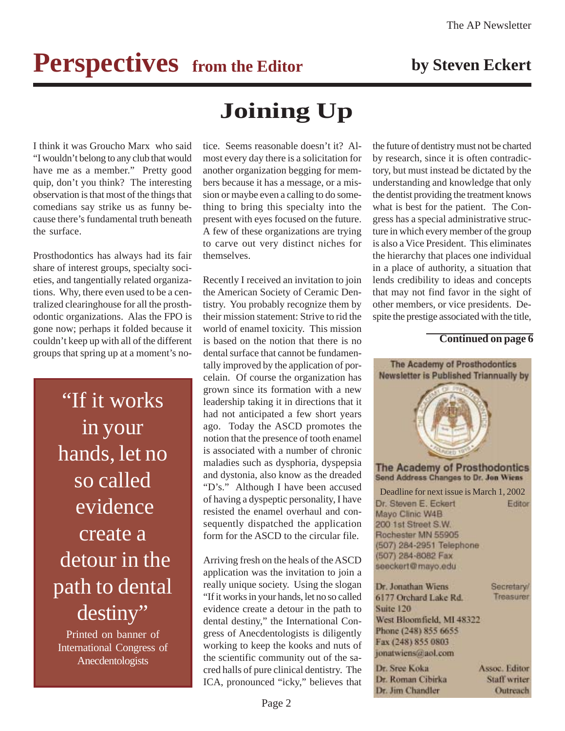# Perspectives from the Editor

**by Steven Eckert**

## Joining Up

I think it was Groucho Marx who said "I wouldn't belong to any club that would have me as a member." Pretty good quip, don't you think? The interesting observation is that most of the things that comedians say strike us as funny because there's fundamental truth beneath the surface.

Prosthodontics has always had its fair share of interest groups, specialty societies, and tangentially related organizations. Why, there even used to be a centralized clearinghouse for all the prosthodontic organizations. Alas the FPO is gone now; perhaps it folded because it couldn't keep up with all of the different groups that spring up at a moment's notice. Seems reasonable doesn't it? Almost every day there is a solicitation for another organization begging for members because it has a message, or a mission or maybe even a calling to do something to bring this specialty into the present with eyes focused on the future. A few of these organizations are trying to carve out very distinct niches for themselves.

> "If it works in your hands, let no so called evidence create a detour in the path to dental destiny"
>
> Printed on banner of International Congress of Anecdentologists

Recently I received an invitation to join the American Society of Ceramic Dentistry. You probably recognize them by their mission statement: Strive to rid the world of enamel toxicity. This mission is based on the notion that there is no dental surface that cannot be fundamentally improved by the application of porcelain. Of course the organization has grown since its formation with a new leadership taking it in directions that it had not anticipated a few short years ago. Today the ASCD promotes the notion that the presence of tooth enamel is associated with a number of chronic maladies such as dysphoria, dyspepsia and dystonia, also know as the dreaded "D's." Although I have been accused of having a dyspeptic personality, I have resisted the enamel overhaul and consequently dispatched the application form for the ASCD to the circular file.

Arriving fresh on the heals of the ASCD application was the invitation to join a really unique society. Using the slogan "If it works in your hands, let no so called evidence create a detour in the path to dental destiny," the International Congress of Anecdentologists is diligently working to keep the kooks and nuts of the scientific community out of the sacred halls of pure clinical dentistry. The ICA, pronounced "icky," believes that the future of dentistry must not be charted by research, since it is often contradictory, but must instead be dictated by the understanding and knowledge that only the dentist providing the treatment knows what is best for the patient. The Congress has a special administrative structure in which every member of the group is also a Vice President. This eliminates the hierarchy that places one individual in a place of authority, a situation that lends credibility to ideas and concepts that may not find favor in the sight of other members, or vice presidents. Despite the prestige associated with the title,

**Continued on page 6**

---

**The Academy of Prosthodontics Newsletter is Published Triannually by**

**The Academy of Prosthodontics**
**Send Address Changes to Dr. Jon Wiens**

Deadline for next issue is March 1, 2002

Dr. Steven E. Eckert — Editor
Mayo Clinic W4B
200 1st Street S.W.
Rochester MN 55905
(507) 284-2951 Telephone
(507) 284-8082 Fax
seeckert@mayo.edu

Dr. Jonathan Wiens — Secretary/Treasurer
6177 Orchard Lake Rd.
Suite 120
West Bloomfield, MI 48322
Phone (248) 855 6655
Fax (248) 855 0803
jonatwiens@aol.com

Dr. Sree Koka — Assoc. Editor
Dr. Roman Cibirka — Staff writer
Dr. Jim Chandler — Outreach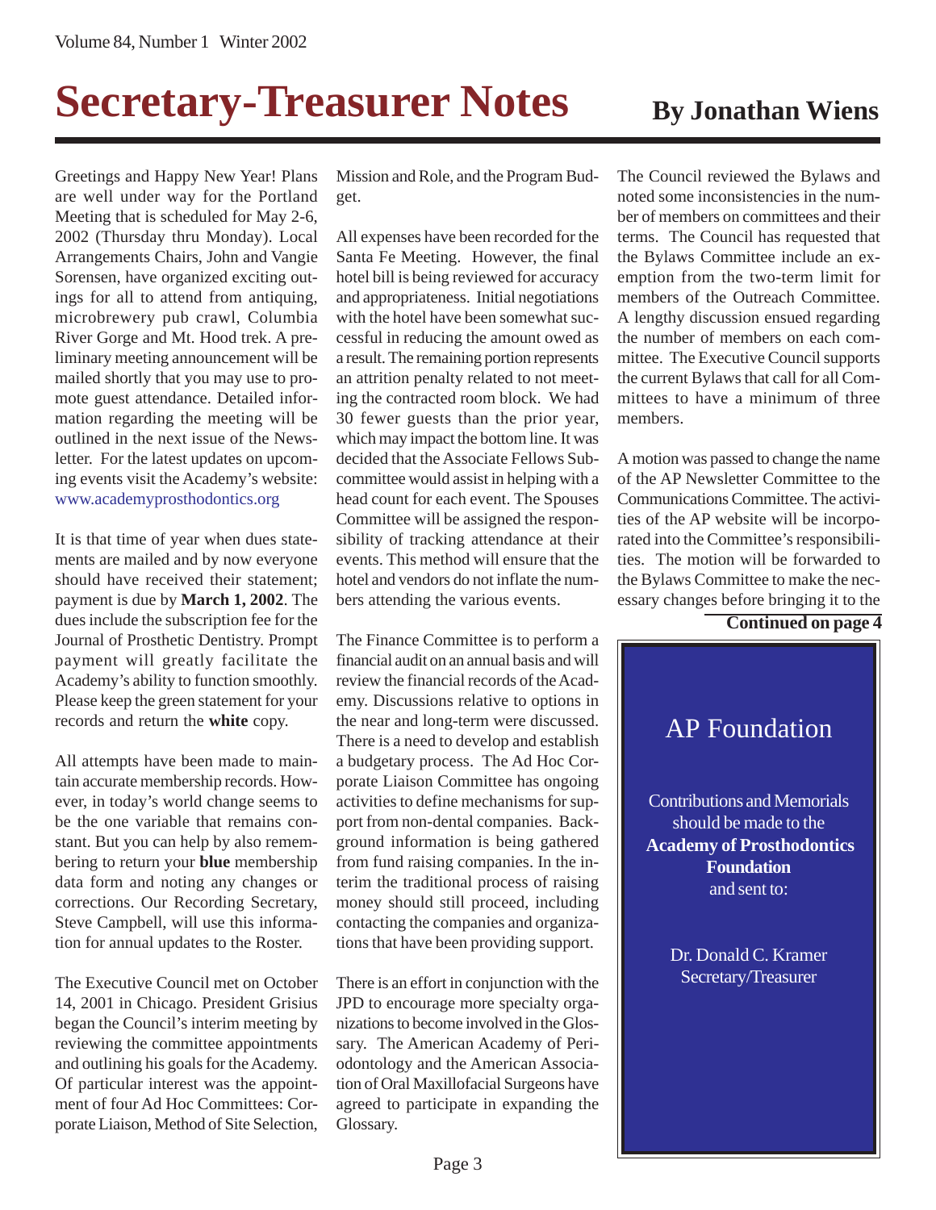# Secretary-Treasurer Notes

## By Jonathan Wiens

Greetings and Happy New Year! Plans are well under way for the Portland Meeting that is scheduled for May 2-6, 2002 (Thursday thru Monday). Local Arrangements Chairs, John and Vangie Sorensen, have organized exciting outings for all to attend from antiquing, microbrewery pub crawl, Columbia River Gorge and Mt. Hood trek. A preliminary meeting announcement will be mailed shortly that you may use to promote guest attendance. Detailed information regarding the meeting will be outlined in the next issue of the Newsletter. For the latest updates on upcoming events visit the Academy's website: www.academyprosthodontics.org

It is that time of year when dues statements are mailed and by now everyone should have received their statement; payment is due by **March 1, 2002**. The dues include the subscription fee for the Journal of Prosthetic Dentistry. Prompt payment will greatly facilitate the Academy's ability to function smoothly. Please keep the green statement for your records and return the **white** copy.

All attempts have been made to maintain accurate membership records. However, in today's world change seems to be the one variable that remains constant. But you can help by also remembering to return your **blue** membership data form and noting any changes or corrections. Our Recording Secretary, Steve Campbell, will use this information for annual updates to the Roster.

The Executive Council met on October 14, 2001 in Chicago. President Grisius began the Council's interim meeting by reviewing the committee appointments and outlining his goals for the Academy. Of particular interest was the appointment of four Ad Hoc Committees: Corporate Liaison, Method of Site Selection, Mission and Role, and the Program Budget.

All expenses have been recorded for the Santa Fe Meeting. However, the final hotel bill is being reviewed for accuracy and appropriateness. Initial negotiations with the hotel have been somewhat successful in reducing the amount owed as a result. The remaining portion represents an attrition penalty related to not meeting the contracted room block. We had 30 fewer guests than the prior year, which may impact the bottom line. It was decided that the Associate Fellows Subcommittee would assist in helping with a head count for each event. The Spouses Committee will be assigned the responsibility of tracking attendance at their events. This method will ensure that the hotel and vendors do not inflate the numbers attending the various events.

The Finance Committee is to perform a financial audit on an annual basis and will review the financial records of the Academy. Discussions relative to options in the near and long-term were discussed. There is a need to develop and establish a budgetary process. The Ad Hoc Corporate Liaison Committee has ongoing activities to define mechanisms for support from non-dental companies. Background information is being gathered from fund raising companies. In the interim the traditional process of raising money should still proceed, including contacting the companies and organizations that have been providing support.

There is an effort in conjunction with the JPD to encourage more specialty organizations to become involved in the Glossary. The American Academy of Periodontology and the American Association of Oral Maxillofacial Surgeons have agreed to participate in expanding the Glossary.

The Council reviewed the Bylaws and noted some inconsistencies in the number of members on committees and their terms. The Council has requested that the Bylaws Committee include an exemption from the two-term limit for members of the Outreach Committee. A lengthy discussion ensued regarding the number of members on each committee. The Executive Council supports the current Bylaws that call for all Committees to have a minimum of three members.

A motion was passed to change the name of the AP Newsletter Committee to the Communications Committee. The activities of the AP website will be incorporated into the Committee's responsibilities. The motion will be forwarded to the Bylaws Committee to make the necessary changes before bringing it to the

**Continued on page 4**

---

## AP Foundation

Contributions and Memorials should be made to the **Academy of Prosthodontics Foundation** and sent to:

Dr. Donald C. Kramer
Secretary/Treasurer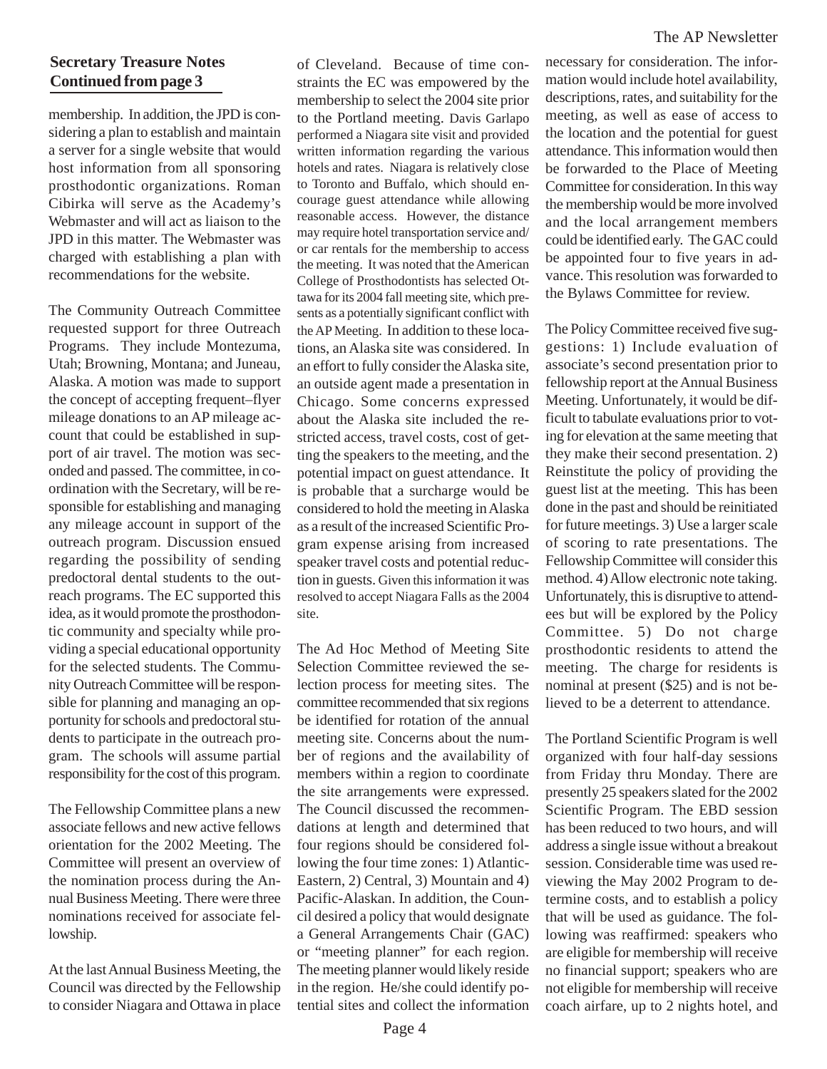## Secretary Treasure Notes Continued from page 3

membership. In addition, the JPD is considering a plan to establish and maintain a server for a single website that would host information from all sponsoring prosthodontic organizations. Roman Cibirka will serve as the Academy's Webmaster and will act as liaison to the JPD in this matter. The Webmaster was charged with establishing a plan with recommendations for the website.

The Community Outreach Committee requested support for three Outreach Programs. They include Montezuma, Utah; Browning, Montana; and Juneau, Alaska. A motion was made to support the concept of accepting frequent–flyer mileage donations to an AP mileage account that could be established in support of air travel. The motion was seconded and passed. The committee, in coordination with the Secretary, will be responsible for establishing and managing any mileage account in support of the outreach program. Discussion ensued regarding the possibility of sending predoctoral dental students to the outreach programs. The EC supported this idea, as it would promote the prosthodontic community and specialty while providing a special educational opportunity for the selected students. The Community Outreach Committee will be responsible for planning and managing an opportunity for schools and predoctoral students to participate in the outreach program. The schools will assume partial responsibility for the cost of this program.

The Fellowship Committee plans a new associate fellows and new active fellows orientation for the 2002 Meeting. The Committee will present an overview of the nomination process during the Annual Business Meeting. There were three nominations received for associate fellowship.

At the last Annual Business Meeting, the Council was directed by the Fellowship to consider Niagara and Ottawa in place of Cleveland. Because of time constraints the EC was empowered by the membership to select the 2004 site prior to the Portland meeting. Davis Garlapo performed a Niagara site visit and provided written information regarding the various hotels and rates. Niagara is relatively close to Toronto and Buffalo, which should encourage guest attendance while allowing reasonable access. However, the distance may require hotel transportation service and/or car rentals for the membership to access the meeting. It was noted that the American College of Prosthodontists has selected Ottawa for its 2004 fall meeting site, which presents as a potentially significant conflict with the AP Meeting. In addition to these locations, an Alaska site was considered. In an effort to fully consider the Alaska site, an outside agent made a presentation in Chicago. Some concerns expressed about the Alaska site included the restricted access, travel costs, cost of getting the speakers to the meeting, and the potential impact on guest attendance. It is probable that a surcharge would be considered to hold the meeting in Alaska as a result of the increased Scientific Program expense arising from increased speaker travel costs and potential reduction in guests. Given this information it was resolved to accept Niagara Falls as the 2004 site.

The Ad Hoc Method of Meeting Site Selection Committee reviewed the selection process for meeting sites. The committee recommended that six regions be identified for rotation of the annual meeting site. Concerns about the number of regions and the availability of members within a region to coordinate the site arrangements were expressed. The Council discussed the recommendations at length and determined that four regions should be considered following the four time zones: 1) Atlantic-Eastern, 2) Central, 3) Mountain and 4) Pacific-Alaskan. In addition, the Council desired a policy that would designate a General Arrangements Chair (GAC) or "meeting planner" for each region. The meeting planner would likely reside in the region. He/she could identify potential sites and collect the information necessary for consideration. The information would include hotel availability, descriptions, rates, and suitability for the meeting, as well as ease of access to the location and the potential for guest attendance. This information would then be forwarded to the Place of Meeting Committee for consideration. In this way the membership would be more involved and the local arrangement members could be identified early. The GAC could be appointed four to five years in advance. This resolution was forwarded to the Bylaws Committee for review.

The Policy Committee received five suggestions: 1) Include evaluation of associate's second presentation prior to fellowship report at the Annual Business Meeting. Unfortunately, it would be difficult to tabulate evaluations prior to voting for elevation at the same meeting that they make their second presentation. 2) Reinstitute the policy of providing the guest list at the meeting. This has been done in the past and should be reinitiated for future meetings. 3) Use a larger scale of scoring to rate presentations. The Fellowship Committee will consider this method. 4) Allow electronic note taking. Unfortunately, this is disruptive to attendees but will be explored by the Policy Committee. 5) Do not charge prosthodontic residents to attend the meeting. The charge for residents is nominal at present ($25) and is not believed to be a deterrent to attendance.

The Portland Scientific Program is well organized with four half-day sessions from Friday thru Monday. There are presently 25 speakers slated for the 2002 Scientific Program. The EBD session has been reduced to two hours, and will address a single issue without a breakout session. Considerable time was used reviewing the May 2002 Program to determine costs, and to establish a policy that will be used as guidance. The following was reaffirmed: speakers who are eligible for membership will receive no financial support; speakers who are not eligible for membership will receive coach airfare, up to 2 nights hotel, and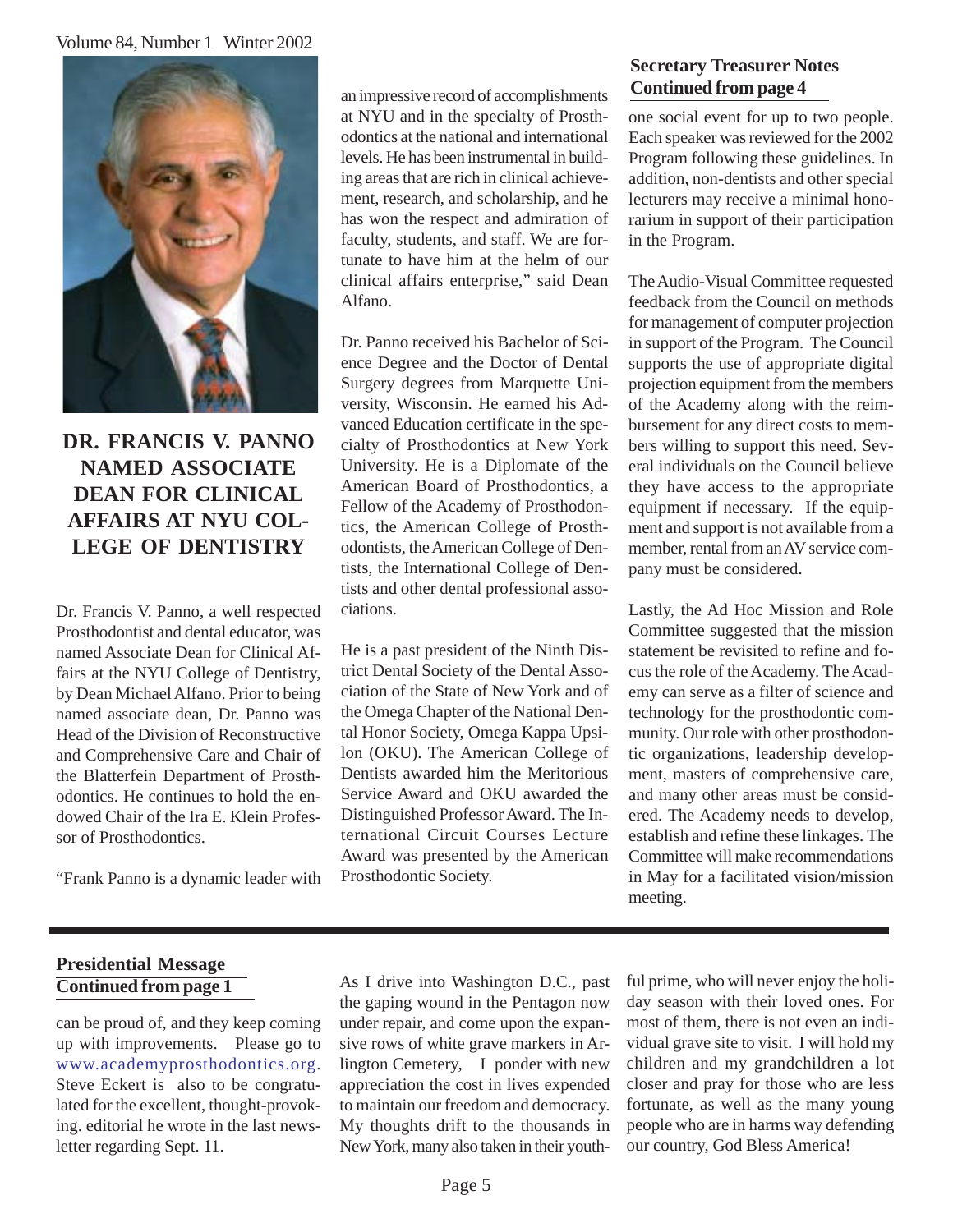## DR. FRANCIS V. PANNO NAMED ASSOCIATE DEAN FOR CLINICAL AFFAIRS AT NYU COLLEGE OF DENTISTRY

Dr. Francis V. Panno, a well respected Prosthodontist and dental educator, was named Associate Dean for Clinical Affairs at the NYU College of Dentistry, by Dean Michael Alfano. Prior to being named associate dean, Dr. Panno was Head of the Division of Reconstructive and Comprehensive Care and Chair of the Blatterfein Department of Prosthodontics. He continues to hold the endowed Chair of the Ira E. Klein Professor of Prosthodontics.

"Frank Panno is a dynamic leader with an impressive record of accomplishments at NYU and in the specialty of Prosthodontics at the national and international levels. He has been instrumental in building areas that are rich in clinical achievement, research, and scholarship, and he has won the respect and admiration of faculty, students, and staff. We are fortunate to have him at the helm of our clinical affairs enterprise," said Dean Alfano.

Dr. Panno received his Bachelor of Science Degree and the Doctor of Dental Surgery degrees from Marquette University, Wisconsin. He earned his Advanced Education certificate in the specialty of Prosthodontics at New York University. He is a Diplomate of the American Board of Prosthodontics, a Fellow of the Academy of Prosthodontics, the American College of Prosthodontists, the American College of Dentists, the International College of Dentists and other dental professional associations.

He is a past president of the Ninth District Dental Society of the Dental Association of the State of New York and of the Omega Chapter of the National Dental Honor Society, Omega Kappa Upsilon (OKU). The American College of Dentists awarded him the Meritorious Service Award and OKU awarded the Distinguished Professor Award. The International Circuit Courses Lecture Award was presented by the American Prosthodontic Society.

### Secretary Treasurer Notes Continued from page 4

one social event for up to two people. Each speaker was reviewed for the 2002 Program following these guidelines. In addition, non-dentists and other special lecturers may receive a minimal honorarium in support of their participation in the Program.

The Audio-Visual Committee requested feedback from the Council on methods for management of computer projection in support of the Program. The Council supports the use of appropriate digital projection equipment from the members of the Academy along with the reimbursement for any direct costs to members willing to support this need. Several individuals on the Council believe they have access to the appropriate equipment if necessary. If the equipment and support is not available from a member, rental from an AV service company must be considered.

Lastly, the Ad Hoc Mission and Role Committee suggested that the mission statement be revisited to refine and focus the role of the Academy. The Academy can serve as a filter of science and technology for the prosthodontic community. Our role with other prosthodontic organizations, leadership development, masters of comprehensive care, and many other areas must be considered. The Academy needs to develop, establish and refine these linkages. The Committee will make recommendations in May for a facilitated vision/mission meeting.

---

### Presidential Message Continued from page 1

can be proud of, and they keep coming up with improvements. Please go to www.academyprosthodontics.org. Steve Eckert is also to be congratulated for the excellent, thought-provoking. editorial he wrote in the last newsletter regarding Sept. 11.

As I drive into Washington D.C., past the gaping wound in the Pentagon now under repair, and come upon the expansive rows of white grave markers in Arlington Cemetery, I ponder with new appreciation the cost in lives expended to maintain our freedom and democracy. My thoughts drift to the thousands in New York, many also taken in their youthful prime, who will never enjoy the holiday season with their loved ones. For most of them, there is not even an individual grave site to visit. I will hold my children and my grandchildren a lot closer and pray for those who are less fortunate, as well as the many young people who are in harms way defending our country, God Bless America!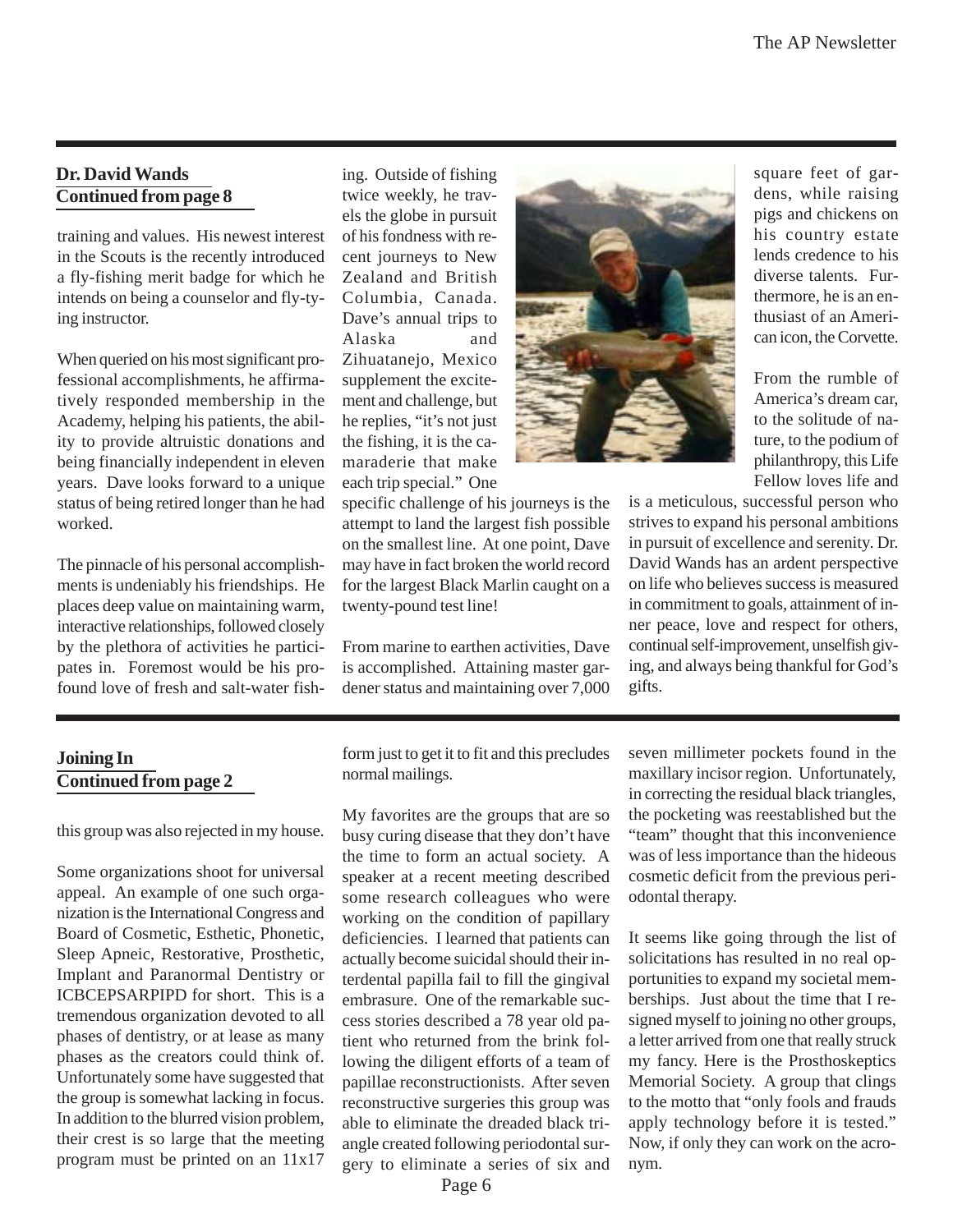## Dr. David Wands
## Continued from page 8

training and values. His newest interest in the Scouts is the recently introduced a fly-fishing merit badge for which he intends on being a counselor and fly-tying instructor.

When queried on his most significant professional accomplishments, he affirmatively responded membership in the Academy, helping his patients, the ability to provide altruistic donations and being financially independent in eleven years. Dave looks forward to a unique status of being retired longer than he had worked.

The pinnacle of his personal accomplishments is undeniably his friendships. He places deep value on maintaining warm, interactive relationships, followed closely by the plethora of activities he participates in. Foremost would be his profound love of fresh and salt-water fishing. Outside of fishing twice weekly, he travels the globe in pursuit of his fondness with recent journeys to New Zealand and British Columbia, Canada. Dave's annual trips to Alaska and Zihuatanejo, Mexico supplement the excitement and challenge, but he replies, "it's not just the fishing, it is the camaraderie that make each trip special." One specific challenge of his journeys is the attempt to land the largest fish possible on the smallest line. At one point, Dave may have in fact broken the world record for the largest Black Marlin caught on a twenty-pound test line!

From marine to earthen activities, Dave is accomplished. Attaining master gardener status and maintaining over 7,000 square feet of gardens, while raising pigs and chickens on his country estate lends credence to his diverse talents. Furthermore, he is an enthusiast of an American icon, the Corvette.

From the rumble of America's dream car, to the solitude of nature, to the podium of philanthropy, this Life Fellow loves life and is a meticulous, successful person who strives to expand his personal ambitions in pursuit of excellence and serenity. Dr. David Wands has an ardent perspective on life who believes success is measured in commitment to goals, attainment of inner peace, love and respect for others, continual self-improvement, unselfish giving, and always being thankful for God's gifts.

## Joining In
## Continued from page 2

this group was also rejected in my house.

Some organizations shoot for universal appeal. An example of one such organization is the International Congress and Board of Cosmetic, Esthetic, Phonetic, Sleep Apneic, Restorative, Prosthetic, Implant and Paranormal Dentistry or ICBCEPSARPIPD for short. This is a tremendous organization devoted to all phases of dentistry, or at lease as many phases as the creators could think of. Unfortunately some have suggested that the group is somewhat lacking in focus. In addition to the blurred vision problem, their crest is so large that the meeting program must be printed on an 11x17 form just to get it to fit and this precludes normal mailings.

My favorites are the groups that are so busy curing disease that they don't have the time to form an actual society. A speaker at a recent meeting described some research colleagues who were working on the condition of papillary deficiencies. I learned that patients can actually become suicidal should their interdental papilla fail to fill the gingival embrasure. One of the remarkable success stories described a 78 year old patient who returned from the brink following the diligent efforts of a team of papillae reconstructionists. After seven reconstructive surgeries this group was able to eliminate the dreaded black triangle created following periodontal surgery to eliminate a series of six and seven millimeter pockets found in the maxillary incisor region. Unfortunately, in correcting the residual black triangles, the pocketing was reestablished but the "team" thought that this inconvenience was of less importance than the hideous cosmetic deficit from the previous periodontal therapy.

It seems like going through the list of solicitations has resulted in no real opportunities to expand my societal memberships. Just about the time that I resigned myself to joining no other groups, a letter arrived from one that really struck my fancy. Here is the Prosthoskeptics Memorial Society. A group that clings to the motto that "only fools and frauds apply technology before it is tested." Now, if only they can work on the acronym.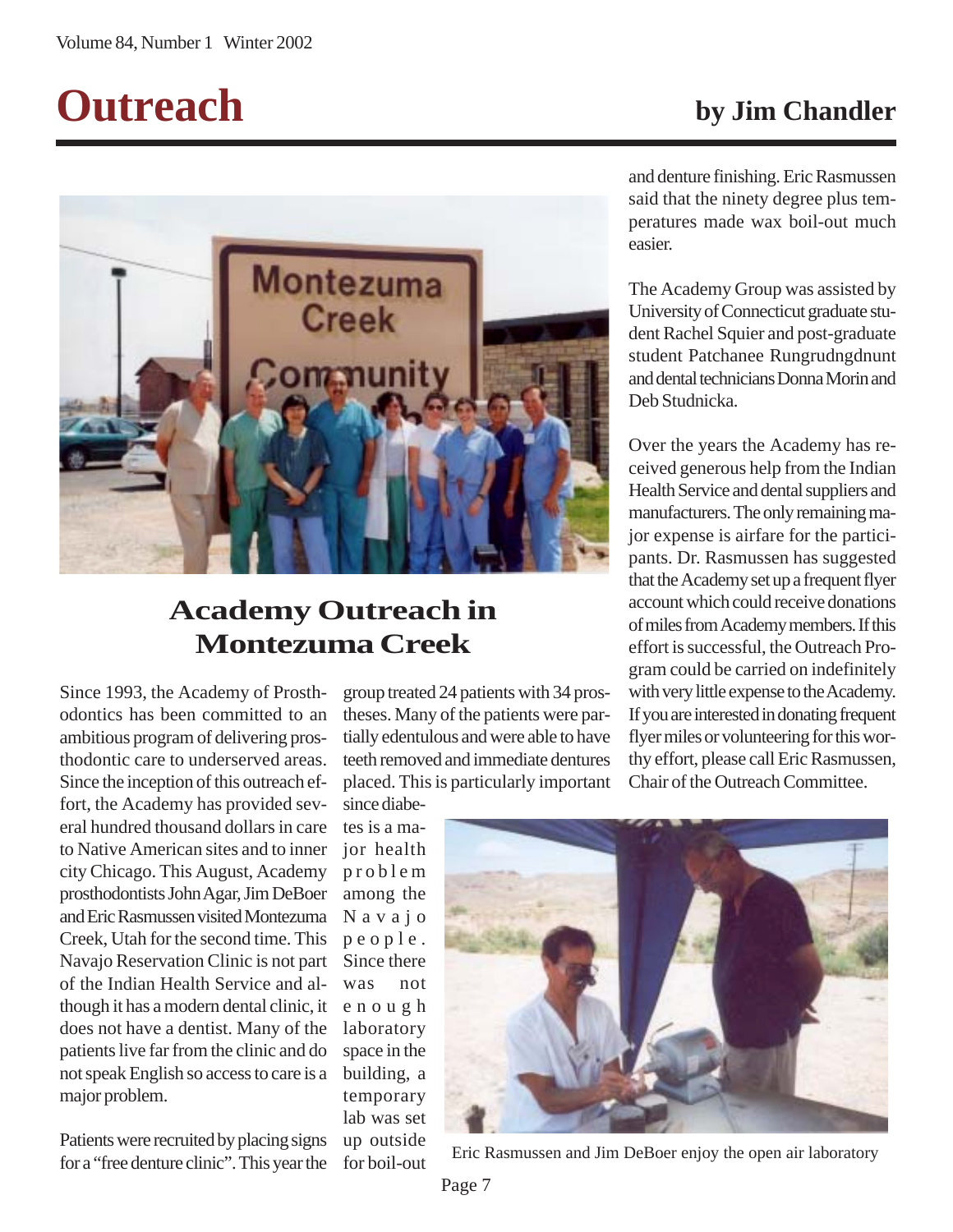# Outreach

**by Jim Chandler**

## Academy Outreach in Montezuma Creek

Since 1993, the Academy of Prosthodontics has been committed to an ambitious program of delivering prosthodontic care to underserved areas. Since the inception of this outreach effort, the Academy has provided several hundred thousand dollars in care to Native American sites and to inner city Chicago. This August, Academy prosthodontists John Agar, Jim DeBoer and Eric Rasmussen visited Montezuma Creek, Utah for the second time. This Navajo Reservation Clinic is not part of the Indian Health Service and although it has a modern dental clinic, it does not have a dentist. Many of the patients live far from the clinic and do not speak English so access to care is a major problem.

Patients were recruited by placing signs for a "free denture clinic". This year the group treated 24 patients with 34 prostheses. Many of the patients were partially edentulous and were able to have teeth removed and immediate dentures placed. This is particularly important since diabetes is a major health problem among the Navajo people. Since there was not enough laboratory space in the building, a temporary lab was set up outside for boil-out and denture finishing. Eric Rasmussen said that the ninety degree plus temperatures made wax boil-out much easier.

Eric Rasmussen and Jim DeBoer enjoy the open air laboratory

The Academy Group was assisted by University of Connecticut graduate student Rachel Squier and post-graduate student Patchanee Rungrudngdnunt and dental technicians Donna Morin and Deb Studnicka.

Over the years the Academy has received generous help from the Indian Health Service and dental suppliers and manufacturers. The only remaining major expense is airfare for the participants. Dr. Rasmussen has suggested that the Academy set up a frequent flyer account which could receive donations of miles from Academy members. If this effort is successful, the Outreach Program could be carried on indefinitely with very little expense to the Academy. If you are interested in donating frequent flyer miles or volunteering for this worthy effort, please call Eric Rasmussen, Chair of the Outreach Committee.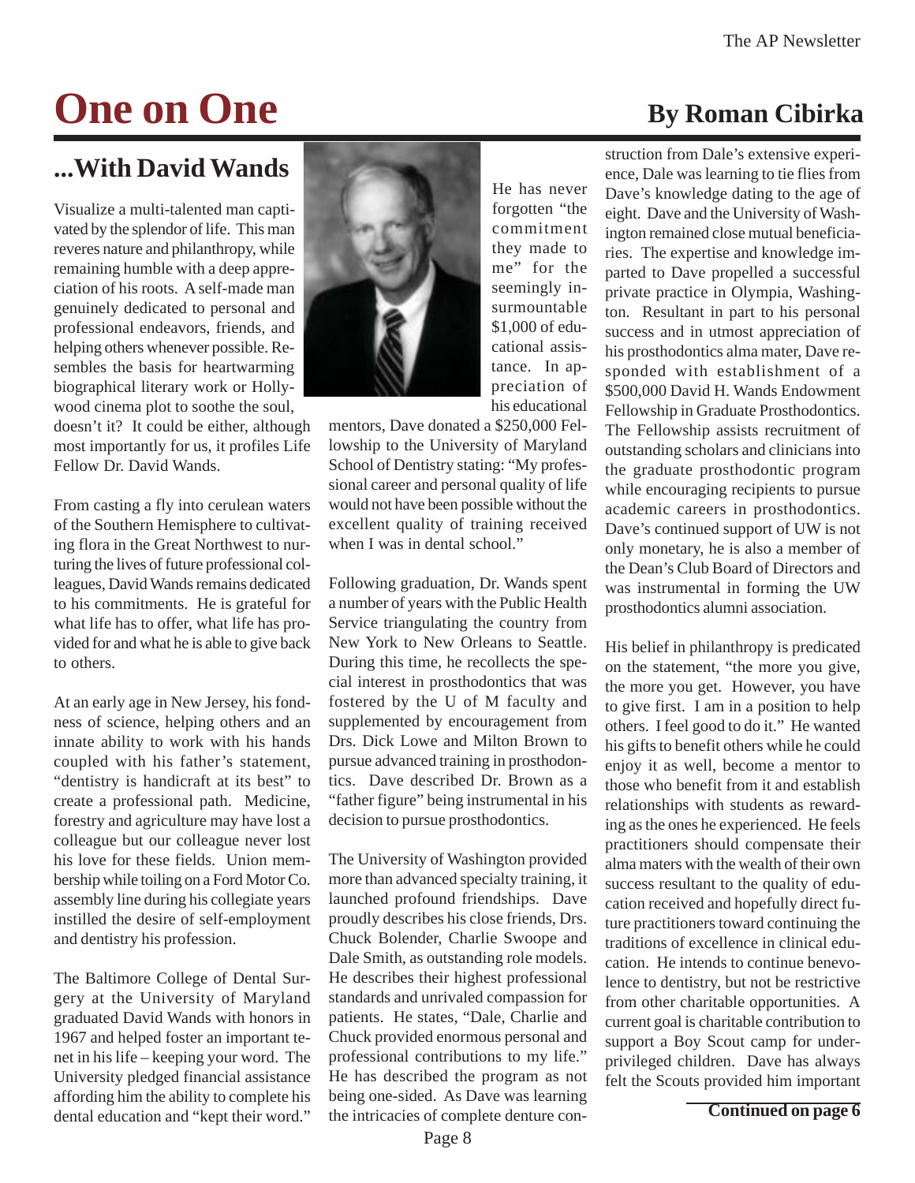# One on One

**By Roman Cibirka**

## ...With David Wands

Visualize a multi-talented man captivated by the splendor of life. This man reveres nature and philanthropy, while remaining humble with a deep appreciation of his roots. A self-made man genuinely dedicated to personal and professional endeavors, friends, and helping others whenever possible. Resembles the basis for heartwarming biographical literary work or Hollywood cinema plot to soothe the soul, doesn't it? It could be either, although most importantly for us, it profiles Life Fellow Dr. David Wands.

From casting a fly into cerulean waters of the Southern Hemisphere to cultivating flora in the Great Northwest to nurturing the lives of future professional colleagues, David Wands remains dedicated to his commitments. He is grateful for what life has to offer, what life has provided for and what he is able to give back to others.

At an early age in New Jersey, his fondness of science, helping others and an innate ability to work with his hands coupled with his father's statement, "dentistry is handicraft at its best" to create a professional path. Medicine, forestry and agriculture may have lost a colleague but our colleague never lost his love for these fields. Union membership while toiling on a Ford Motor Co. assembly line during his collegiate years instilled the desire of self-employment and dentistry his profession.

The Baltimore College of Dental Surgery at the University of Maryland graduated David Wands with honors in 1967 and helped foster an important tenet in his life – keeping your word. The University pledged financial assistance affording him the ability to complete his dental education and "kept their word." He has never forgotten "the commitment they made to me" for the seemingly insurmountable $1,000 of educational assistance. In appreciation of his educational mentors, Dave donated a $250,000 Fellowship to the University of Maryland School of Dentistry stating: "My professional career and personal quality of life would not have been possible without the excellent quality of training received when I was in dental school."

Following graduation, Dr. Wands spent a number of years with the Public Health Service triangulating the country from New York to New Orleans to Seattle. During this time, he recollects the special interest in prosthodontics that was fostered by the U of M faculty and supplemented by encouragement from Drs. Dick Lowe and Milton Brown to pursue advanced training in prosthodontics. Dave described Dr. Brown as a "father figure" being instrumental in his decision to pursue prosthodontics.

The University of Washington provided more than advanced specialty training, it launched profound friendships. Dave proudly describes his close friends, Drs. Chuck Bolender, Charlie Swoope and Dale Smith, as outstanding role models. He describes their highest professional standards and unrivaled compassion for patients. He states, "Dale, Charlie and Chuck provided enormous personal and professional contributions to my life." He has described the program as not being one-sided. As Dave was learning the intricacies of complete denture construction from Dale's extensive experience, Dale was learning to tie flies from Dave's knowledge dating to the age of eight. Dave and the University of Washington remained close mutual beneficiaries. The expertise and knowledge imparted to Dave propelled a successful private practice in Olympia, Washington. Resultant in part to his personal success and in utmost appreciation of his prosthodontics alma mater, Dave responded with establishment of a $500,000 David H. Wands Endowment Fellowship in Graduate Prosthodontics. The Fellowship assists recruitment of outstanding scholars and clinicians into the graduate prosthodontic program while encouraging recipients to pursue academic careers in prosthodontics. Dave's continued support of UW is not only monetary, he is also a member of the Dean's Club Board of Directors and was instrumental in forming the UW prosthodontics alumni association.

His belief in philanthropy is predicated on the statement, "the more you give, the more you get. However, you have to give first. I am in a position to help others. I feel good to do it." He wanted his gifts to benefit others while he could enjoy it as well, become a mentor to those who benefit from it and establish relationships with students as rewarding as the ones he experienced. He feels practitioners should compensate their alma maters with the wealth of their own success resultant to the quality of education received and hopefully direct future practitioners toward continuing the traditions of excellence in clinical education. He intends to continue benevolence to dentistry, but not be restrictive from other charitable opportunities. A current goal is charitable contribution to support a Boy Scout camp for underprivileged children. Dave has always felt the Scouts provided him important

**Continued on page 6**